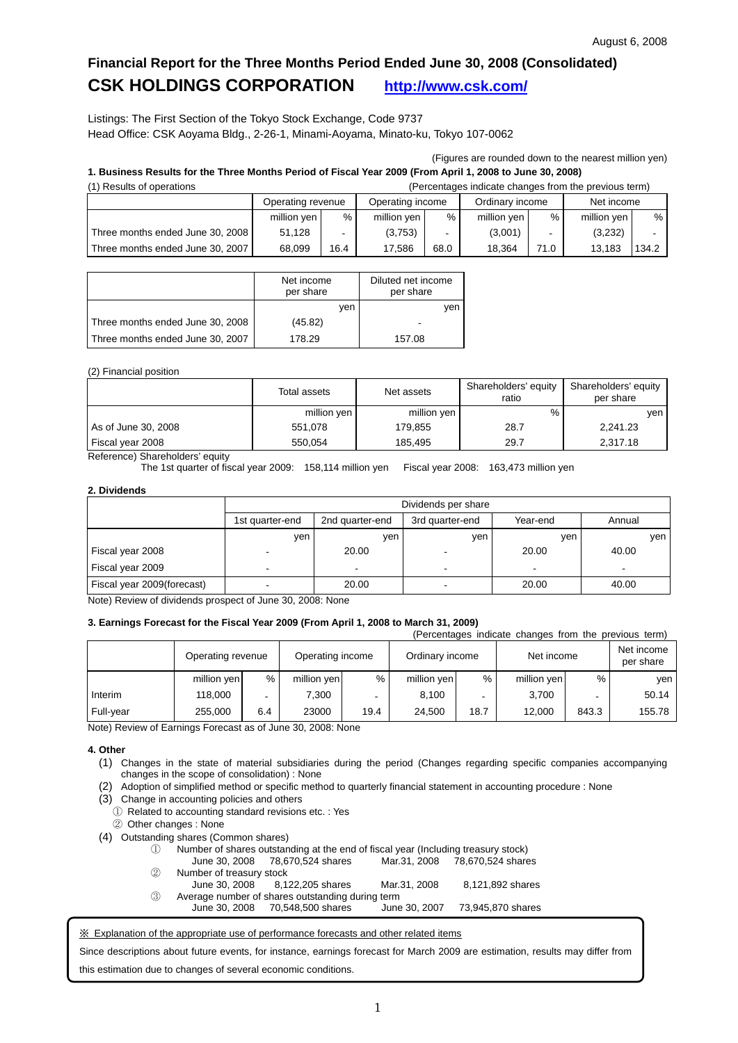August 6, 2008

# Financial Report for the Three Months Period Ended June 30, 2008 (Consolidated)

# CSK HOLDINGS CORPORATION http://www.csk.com/

Listings: The First Section of the Tokyo Stock Exchange, Code 9737
Head Office: CSK Aoyama Bldg., 2-26-1, Minami-Aoyama, Minato-ku, Tokyo 107-0062

(Figures are rounded down to the nearest million yen)

**1. Business Results for the Three Months Period of Fiscal Year 2009 (From April 1, 2008 to June 30, 2008)**

(1) Results of operations (Percentages indicate changes from the previous term)

| | Operating revenue | | Operating income | | Ordinary income | | Net income | |
|---|---|---|---|---|---|---|---|---|
| | million yen | % | million yen | % | million yen | % | million yen | % |
| Three months ended June 30, 2008 | 51,128 | - | (3,753) | - | (3,001) | - | (3,232) | - |
| Three months ended June 30, 2007 | 68,099 | 16.4 | 17,586 | 68.0 | 18,364 | 71.0 | 13,183 | 134.2 |

| | Net income per share | Diluted net income per share |
|---|---|---|
| | yen | yen |
| Three months ended June 30, 2008 | (45.82) | - |
| Three months ended June 30, 2007 | 178.29 | 157.08 |

(2) Financial position

| | Total assets | Net assets | Shareholders' equity ratio | Shareholders' equity per share |
|---|---|---|---|---|
| | million yen | million yen | % | yen |
| As of June 30, 2008 | 551,078 | 179,855 | 28.7 | 2,241.23 |
| Fiscal year 2008 | 550,054 | 185,495 | 29.7 | 2,317.18 |

Reference) Shareholders' equity
The 1st quarter of fiscal year 2009: 158,114 million yen Fiscal year 2008: 163,473 million yen

**2. Dividends**

| | Dividends per share | | | | |
|---|---|---|---|---|---|
| | 1st quarter-end | 2nd quarter-end | 3rd quarter-end | Year-end | Annual |
| | yen | yen | yen | yen | yen |
| Fiscal year 2008 | - | 20.00 | - | 20.00 | 40.00 |
| Fiscal year 2009 | - | - | - | - | - |
| Fiscal year 2009(forecast) | - | 20.00 | - | 20.00 | 40.00 |

Note) Review of dividends prospect of June 30, 2008: None

**3. Earnings Forecast for the Fiscal Year 2009 (From April 1, 2008 to March 31, 2009)**

(Percentages indicate changes from the previous term)

| | Operating revenue | | Operating income | | Ordinary income | | Net income | | Net income per share |
|---|---|---|---|---|---|---|---|---|---|
| | million yen | % | million yen | % | million yen | % | million yen | % | yen |
| Interim | 118,000 | - | 7,300 | - | 8,100 | - | 3,700 | - | 50.14 |
| Full-year | 255,000 | 6.4 | 23000 | 19.4 | 24,500 | 18.7 | 12,000 | 843.3 | 155.78 |

Note) Review of Earnings Forecast as of June 30, 2008: None

**4. Other**

(1) Changes in the state of material subsidiaries during the period (Changes regarding specific companies accompanying changes in the scope of consolidation) : None
(2) Adoption of simplified method or specific method to quarterly financial statement in accounting procedure : None
(3) Change in accounting policies and others
① Related to accounting standard revisions etc. : Yes
② Other changes : None
(4) Outstanding shares (Common shares)
① Number of shares outstanding at the end of fiscal year (Including treasury stock)
June 30, 2008 78,670,524 shares Mar.31, 2008 78,670,524 shares
② Number of treasury stock
June 30, 2008 8,122,205 shares Mar.31, 2008 8,121,892 shares
③ Average number of shares outstanding during term
June 30, 2008 70,548,500 shares June 30, 2007 73,945,870 shares

※ Explanation of the appropriate use of performance forecasts and other related items

Since descriptions about future events, for instance, earnings forecast for March 2009 are estimation, results may differ from this estimation due to changes of several economic conditions.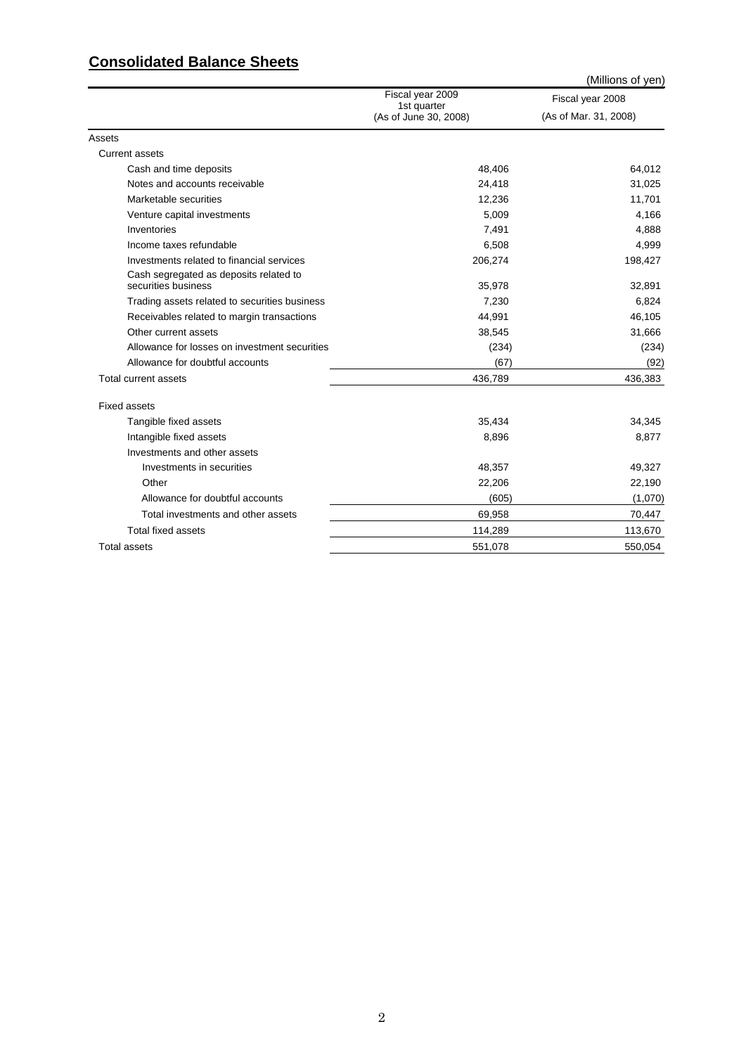## Consolidated Balance Sheets

(Millions of yen)

| | Fiscal year 2009 1st quarter (As of June 30, 2008) | Fiscal year 2008 (As of Mar. 31, 2008) |
|---|---|---|
| Assets | | |
| Current assets | | |
| Cash and time deposits | 48,406 | 64,012 |
| Notes and accounts receivable | 24,418 | 31,025 |
| Marketable securities | 12,236 | 11,701 |
| Venture capital investments | 5,009 | 4,166 |
| Inventories | 7,491 | 4,888 |
| Income taxes refundable | 6,508 | 4,999 |
| Investments related to financial services | 206,274 | 198,427 |
| Cash segregated as deposits related to securities business | 35,978 | 32,891 |
| Trading assets related to securities business | 7,230 | 6,824 |
| Receivables related to margin transactions | 44,991 | 46,105 |
| Other current assets | 38,545 | 31,666 |
| Allowance for losses on investment securities | (234) | (234) |
| Allowance for doubtful accounts | (67) | (92) |
| Total current assets | 436,789 | 436,383 |
| Fixed assets | | |
| Tangible fixed assets | 35,434 | 34,345 |
| Intangible fixed assets | 8,896 | 8,877 |
| Investments and other assets | | |
| Investments in securities | 48,357 | 49,327 |
| Other | 22,206 | 22,190 |
| Allowance for doubtful accounts | (605) | (1,070) |
| Total investments and other assets | 69,958 | 70,447 |
| Total fixed assets | 114,289 | 113,670 |
| Total assets | 551,078 | 550,054 |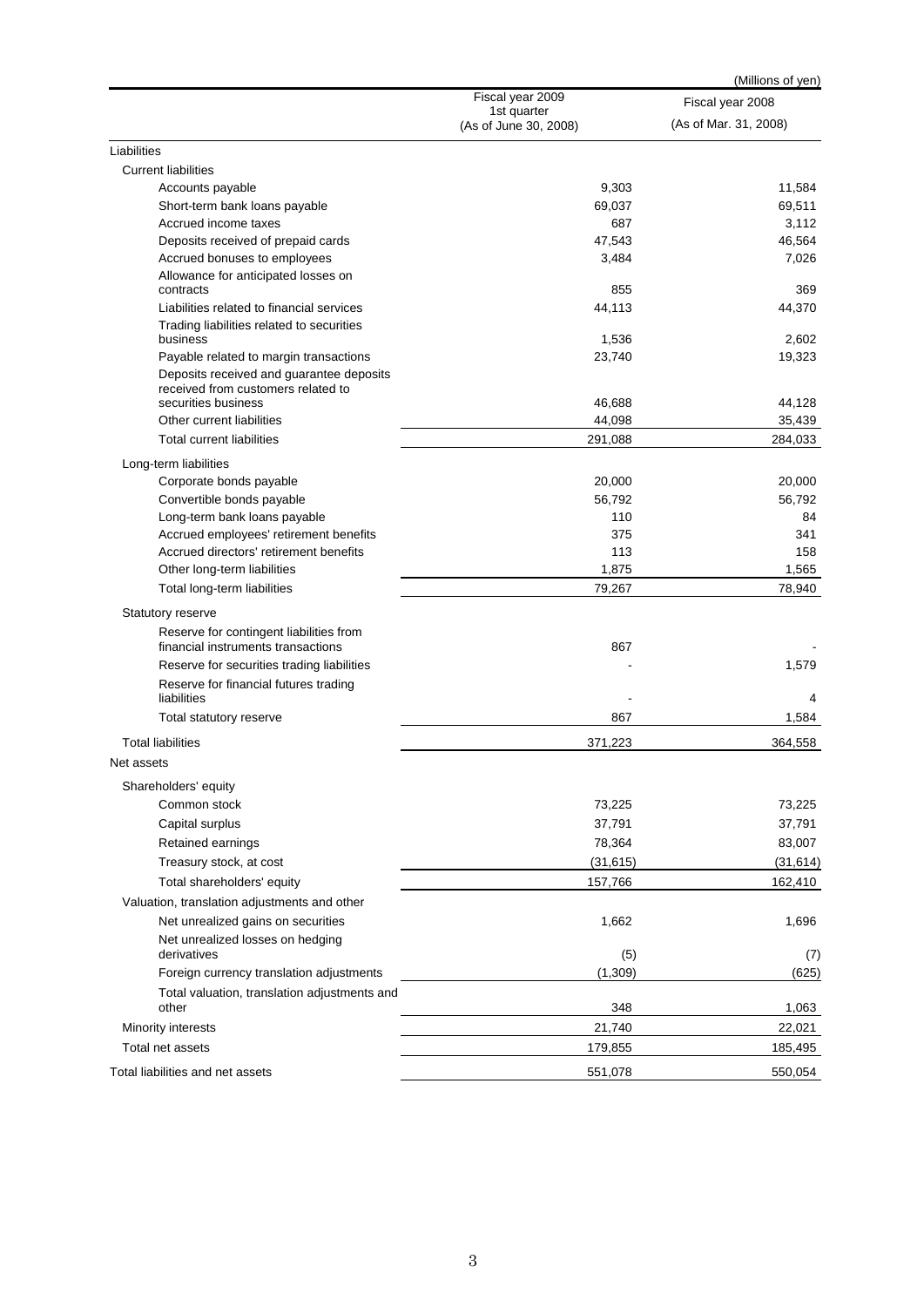(Millions of yen)

| | Fiscal year 2009 1st quarter (As of June 30, 2008) | Fiscal year 2008 (As of Mar. 31, 2008) |
|---|---|---|
| Liabilities | | |
| Current liabilities | | |
| Accounts payable | 9,303 | 11,584 |
| Short-term bank loans payable | 69,037 | 69,511 |
| Accrued income taxes | 687 | 3,112 |
| Deposits received of prepaid cards | 47,543 | 46,564 |
| Accrued bonuses to employees | 3,484 | 7,026 |
| Allowance for anticipated losses on contracts | 855 | 369 |
| Liabilities related to financial services | 44,113 | 44,370 |
| Trading liabilities related to securities business | 1,536 | 2,602 |
| Payable related to margin transactions | 23,740 | 19,323 |
| Deposits received and guarantee deposits received from customers related to securities business | 46,688 | 44,128 |
| Other current liabilities | 44,098 | 35,439 |
| Total current liabilities | 291,088 | 284,033 |
| Long-term liabilities | | |
| Corporate bonds payable | 20,000 | 20,000 |
| Convertible bonds payable | 56,792 | 56,792 |
| Long-term bank loans payable | 110 | 84 |
| Accrued employees' retirement benefits | 375 | 341 |
| Accrued directors' retirement benefits | 113 | 158 |
| Other long-term liabilities | 1,875 | 1,565 |
| Total long-term liabilities | 79,267 | 78,940 |
| Statutory reserve | | |
| Reserve for contingent liabilities from financial instruments transactions | 867 | - |
| Reserve for securities trading liabilities | - | 1,579 |
| Reserve for financial futures trading liabilities | - | 4 |
| Total statutory reserve | 867 | 1,584 |
| Total liabilities | 371,223 | 364,558 |
| Net assets | | |
| Shareholders' equity | | |
| Common stock | 73,225 | 73,225 |
| Capital surplus | 37,791 | 37,791 |
| Retained earnings | 78,364 | 83,007 |
| Treasury stock, at cost | (31,615) | (31,614) |
| Total shareholders' equity | 157,766 | 162,410 |
| Valuation, translation adjustments and other | | |
| Net unrealized gains on securities | 1,662 | 1,696 |
| Net unrealized losses on hedging derivatives | (5) | (7) |
| Foreign currency translation adjustments | (1,309) | (625) |
| Total valuation, translation adjustments and other | 348 | 1,063 |
| Minority interests | 21,740 | 22,021 |
| Total net assets | 179,855 | 185,495 |
| Total liabilities and net assets | 551,078 | 550,054 |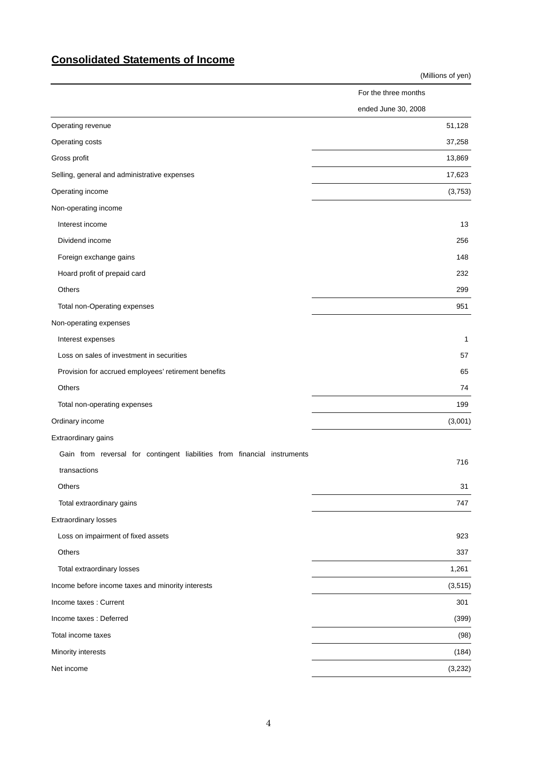## Consolidated Statements of Income

(Millions of yen)

| | For the three months ended June 30, 2008 |
|---|---|
| Operating revenue | 51,128 |
| Operating costs | 37,258 |
| Gross profit | 13,869 |
| Selling, general and administrative expenses | 17,623 |
| Operating income | (3,753) |
| Non-operating income | |
| Interest income | 13 |
| Dividend income | 256 |
| Foreign exchange gains | 148 |
| Hoard profit of prepaid card | 232 |
| Others | 299 |
| Total non-Operating expenses | 951 |
| Non-operating expenses | |
| Interest expenses | 1 |
| Loss on sales of investment in securities | 57 |
| Provision for accrued employees' retirement benefits | 65 |
| Others | 74 |
| Total non-operating expenses | 199 |
| Ordinary income | (3,001) |
| Extraordinary gains | |
| Gain from reversal for contingent liabilities from financial instruments transactions | 716 |
| Others | 31 |
| Total extraordinary gains | 747 |
| Extraordinary losses | |
| Loss on impairment of fixed assets | 923 |
| Others | 337 |
| Total extraordinary losses | 1,261 |
| Income before income taxes and minority interests | (3,515) |
| Income taxes : Current | 301 |
| Income taxes : Deferred | (399) |
| Total income taxes | (98) |
| Minority interests | (184) |
| Net income | (3,232) |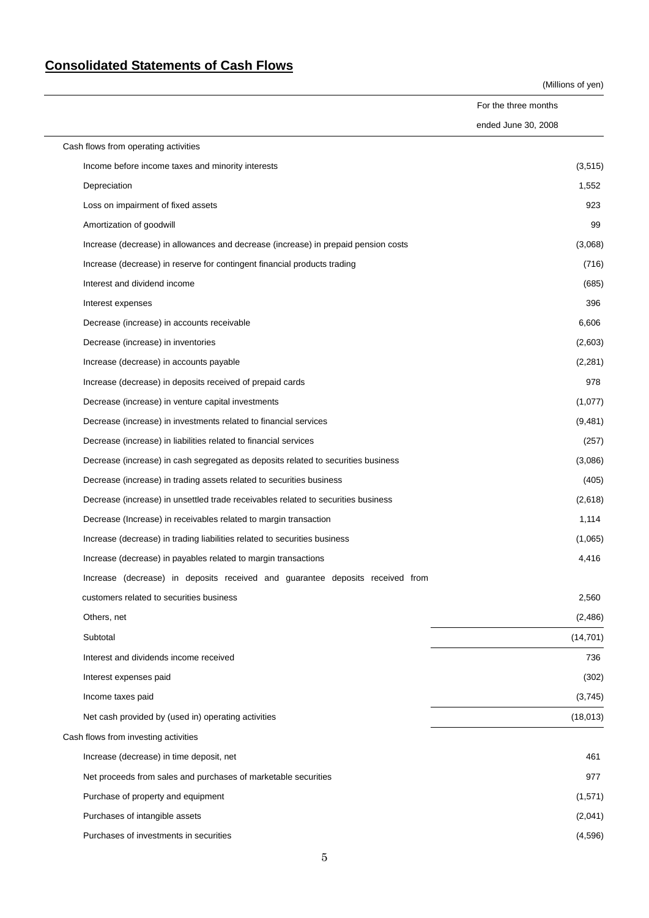## Consolidated Statements of Cash Flows

(Millions of yen)

| | For the three months ended June 30, 2008 |
|---|---|
| Cash flows from operating activities | |
| Income before income taxes and minority interests | (3,515) |
| Depreciation | 1,552 |
| Loss on impairment of fixed assets | 923 |
| Amortization of goodwill | 99 |
| Increase (decrease) in allowances and decrease (increase) in prepaid pension costs | (3,068) |
| Increase (decrease) in reserve for contingent financial products trading | (716) |
| Interest and dividend income | (685) |
| Interest expenses | 396 |
| Decrease (increase) in accounts receivable | 6,606 |
| Decrease (increase) in inventories | (2,603) |
| Increase (decrease) in accounts payable | (2,281) |
| Increase (decrease) in deposits received of prepaid cards | 978 |
| Decrease (increase) in venture capital investments | (1,077) |
| Decrease (increase) in investments related to financial services | (9,481) |
| Decrease (increase) in liabilities related to financial services | (257) |
| Decrease (increase) in cash segregated as deposits related to securities business | (3,086) |
| Decrease (increase) in trading assets related to securities business | (405) |
| Decrease (increase) in unsettled trade receivables related to securities business | (2,618) |
| Decrease (Increase) in receivables related to margin transaction | 1,114 |
| Increase (decrease) in trading liabilities related to securities business | (1,065) |
| Increase (decrease) in payables related to margin transactions | 4,416 |
| Increase (decrease) in deposits received and guarantee deposits received from customers related to securities business | 2,560 |
| Others, net | (2,486) |
| Subtotal | (14,701) |
| Interest and dividends income received | 736 |
| Interest expenses paid | (302) |
| Income taxes paid | (3,745) |
| Net cash provided by (used in) operating activities | (18,013) |
| Cash flows from investing activities | |
| Increase (decrease) in time deposit, net | 461 |
| Net proceeds from sales and purchases of marketable securities | 977 |
| Purchase of property and equipment | (1,571) |
| Purchases of intangible assets | (2,041) |
| Purchases of investments in securities | (4,596) |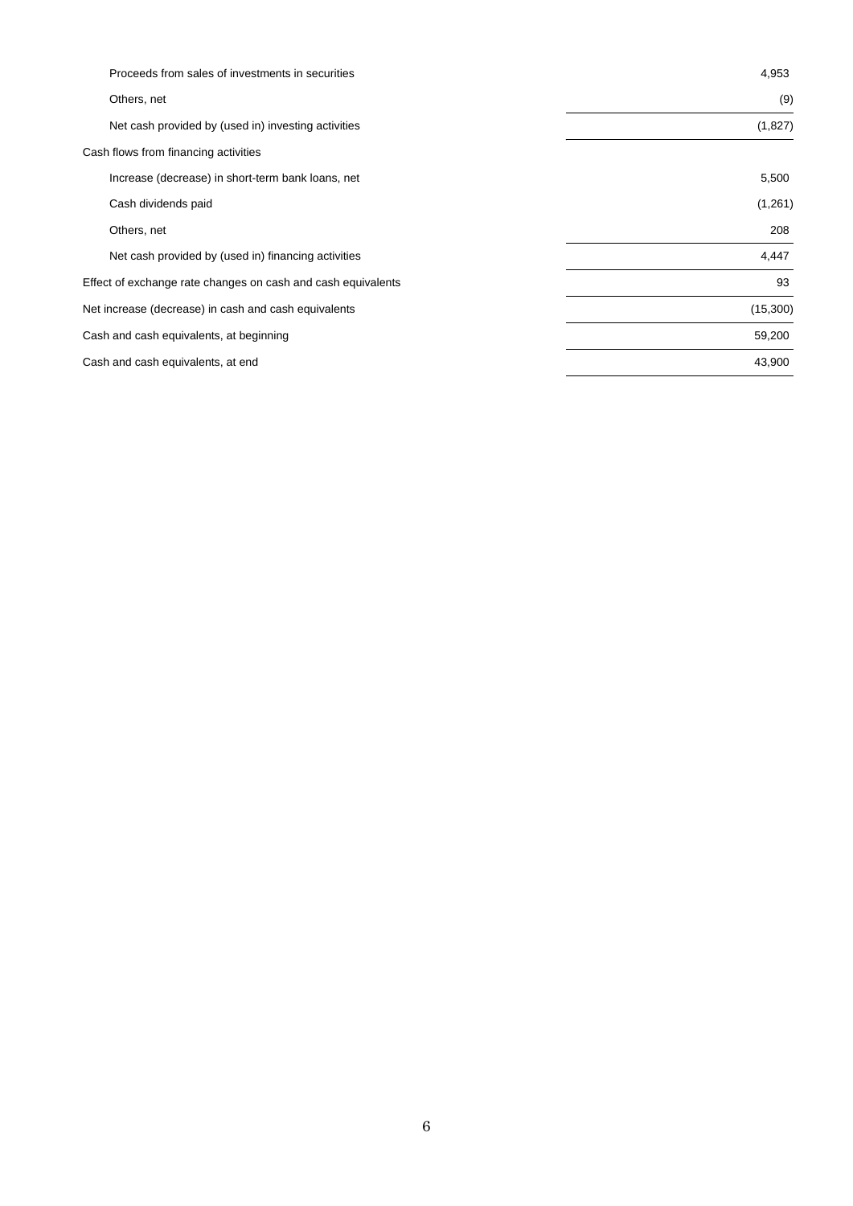| | |
|---|---|
| Proceeds from sales of investments in securities | 4,953 |
| Others, net | (9) |
| Net cash provided by (used in) investing activities | (1,827) |
| Cash flows from financing activities | |
| Increase (decrease) in short-term bank loans, net | 5,500 |
| Cash dividends paid | (1,261) |
| Others, net | 208 |
| Net cash provided by (used in) financing activities | 4,447 |
| Effect of exchange rate changes on cash and cash equivalents | 93 |
| Net increase (decrease) in cash and cash equivalents | (15,300) |
| Cash and cash equivalents, at beginning | 59,200 |
| Cash and cash equivalents, at end | 43,900 |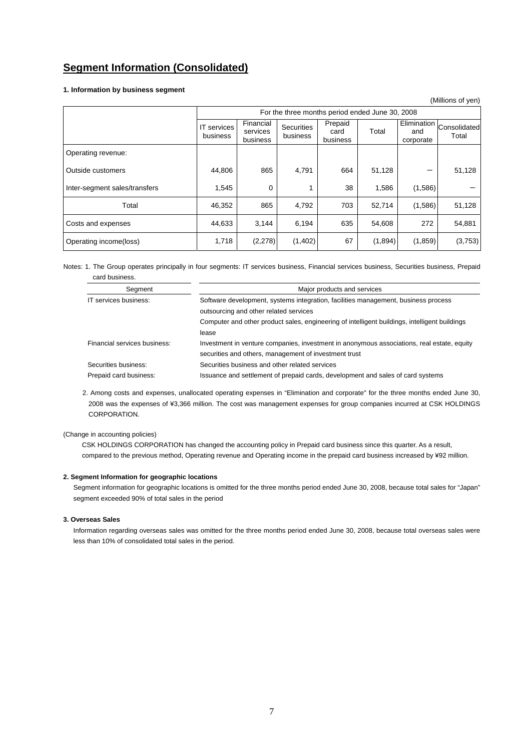# Segment Information (Consolidated)

### 1. Information by business segment

(Millions of yen)

| | For the three months period ended June 30, 2008 | | | | | | |
|---|---|---|---|---|---|---|---|
| | IT services business | Financial services business | Securities business | Prepaid card business | Total | Elimination and corporate | Consolidated Total |
| Operating revenue: | | | | | | | |
| Outside customers | 44,806 | 865 | 4,791 | 664 | 51,128 | — | 51,128 |
| Inter-segment sales/transfers | 1,545 | 0 | 1 | 38 | 1,586 | (1,586) | — |
| Total | 46,352 | 865 | 4,792 | 703 | 52,714 | (1,586) | 51,128 |
| Costs and expenses | 44,633 | 3,144 | 6,194 | 635 | 54,608 | 272 | 54,881 |
| Operating income(loss) | 1,718 | (2,278) | (1,402) | 67 | (1,894) | (1,859) | (3,753) |

Notes: 1. The Group operates principally in four segments: IT services business, Financial services business, Securities business, Prepaid card business.

| Segment | Major products and services |
|---|---|
| IT services business: | Software development, systems integration, facilities management, business process outsourcing and other related services<br>Computer and other product sales, engineering of intelligent buildings, intelligent buildings lease |
| Financial services business: | Investment in venture companies, investment in anonymous associations, real estate, equity securities and others, management of investment trust |
| Securities business: | Securities business and other related services |
| Prepaid card business: | Issuance and settlement of prepaid cards, development and sales of card systems |

2. Among costs and expenses, unallocated operating expenses in "Elimination and corporate" for the three months ended June 30, 2008 was the expenses of ¥3,366 million. The cost was management expenses for group companies incurred at CSK HOLDINGS CORPORATION.

(Change in accounting policies)

CSK HOLDINGS CORPORATION has changed the accounting policy in Prepaid card business since this quarter. As a result, compared to the previous method, Operating revenue and Operating income in the prepaid card business increased by ¥92 million.

### 2. Segment Information for geographic locations

Segment information for geographic locations is omitted for the three months period ended June 30, 2008, because total sales for "Japan" segment exceeded 90% of total sales in the period

### 3. Overseas Sales

Information regarding overseas sales was omitted for the three months period ended June 30, 2008, because total overseas sales were less than 10% of consolidated total sales in the period.